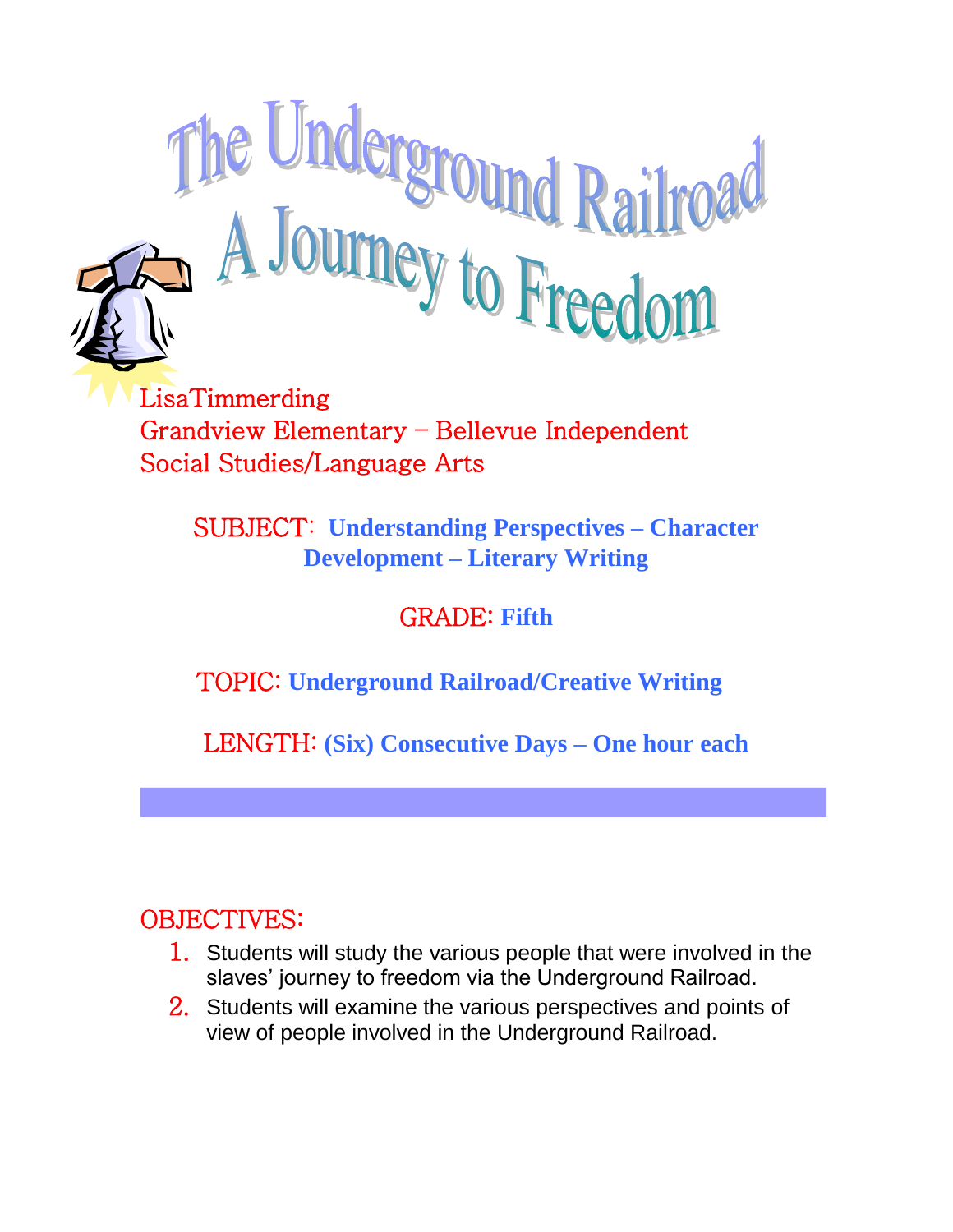# The Underground Railroad
# A Journey to Freedom

LisaTimmerding
Grandview Elementary – Bellevue Independent
Social Studies/Language Arts

SUBJECT: **Understanding Perspectives – Character Development – Literary Writing**

GRADE: **Fifth**

TOPIC: **Underground Railroad/Creative Writing**

LENGTH: **(Six) Consecutive Days – One hour each**

## OBJECTIVES:

1. Students will study the various people that were involved in the slaves' journey to freedom via the Underground Railroad.
2. Students will examine the various perspectives and points of view of people involved in the Underground Railroad.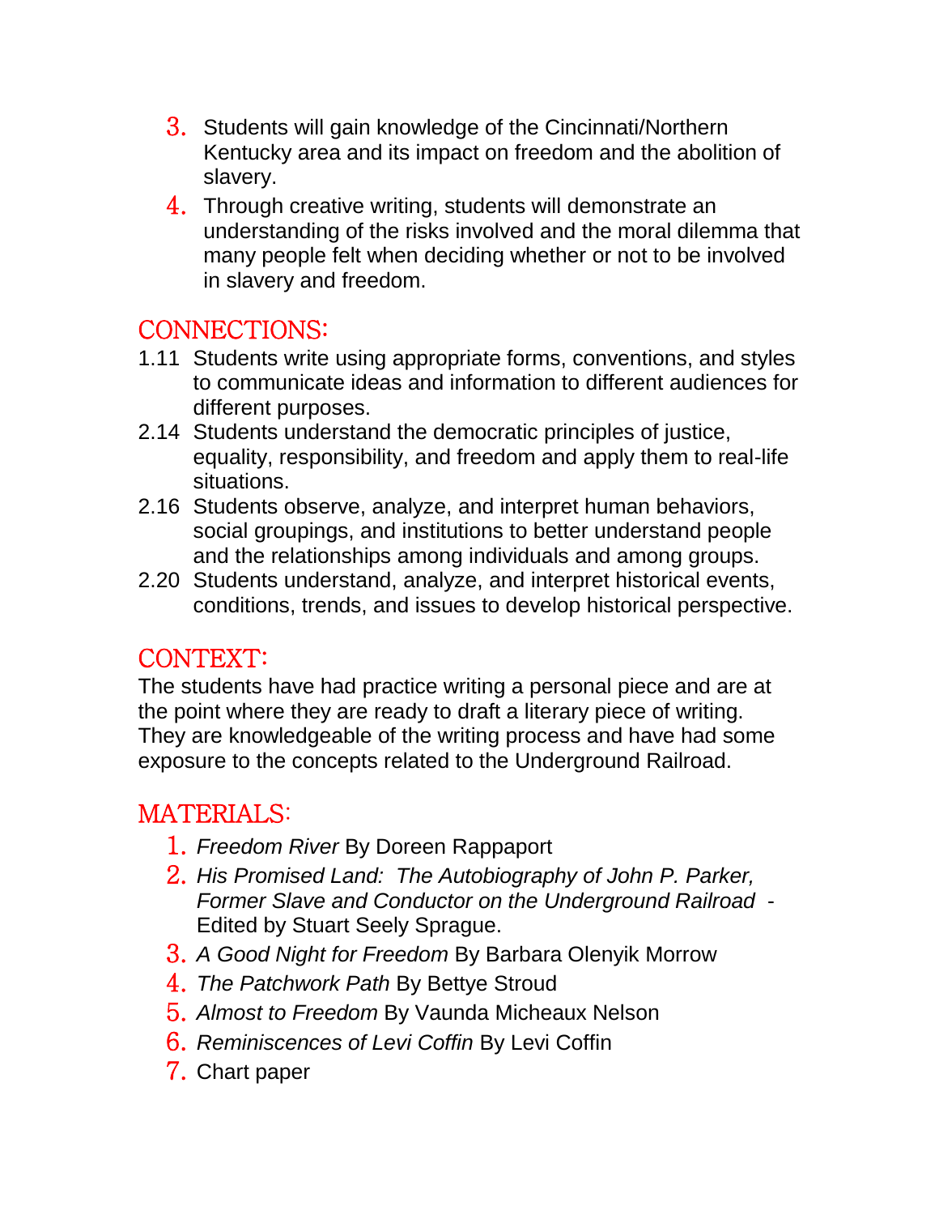3. Students will gain knowledge of the Cincinnati/Northern Kentucky area and its impact on freedom and the abolition of slavery.
4. Through creative writing, students will demonstrate an understanding of the risks involved and the moral dilemma that many people felt when deciding whether or not to be involved in slavery and freedom.

## CONNECTIONS:

1.11 Students write using appropriate forms, conventions, and styles to communicate ideas and information to different audiences for different purposes.

2.14 Students understand the democratic principles of justice, equality, responsibility, and freedom and apply them to real-life situations.

2.16 Students observe, analyze, and interpret human behaviors, social groupings, and institutions to better understand people and the relationships among individuals and among groups.

2.20 Students understand, analyze, and interpret historical events, conditions, trends, and issues to develop historical perspective.

## CONTEXT:

The students have had practice writing a personal piece and are at the point where they are ready to draft a literary piece of writing. They are knowledgeable of the writing process and have had some exposure to the concepts related to the Underground Railroad.

## MATERIALS:

1. *Freedom River* By Doreen Rappaport
2. *His Promised Land: The Autobiography of John P. Parker, Former Slave and Conductor on the Underground Railroad* - Edited by Stuart Seely Sprague.
3. *A Good Night for Freedom* By Barbara Olenyik Morrow
4. *The Patchwork Path* By Bettye Stroud
5. *Almost to Freedom* By Vaunda Micheaux Nelson
6. *Reminiscences of Levi Coffin* By Levi Coffin
7. Chart paper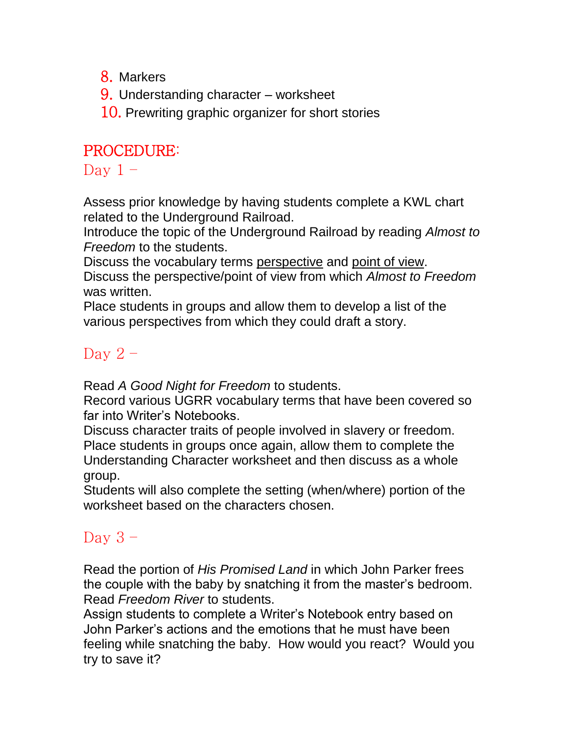8. Markers
9. Understanding character – worksheet
10. Prewriting graphic organizer for short stories

## PROCEDURE:

### Day 1 –

Assess prior knowledge by having students complete a KWL chart related to the Underground Railroad.
Introduce the topic of the Underground Railroad by reading *Almost to Freedom* to the students.
Discuss the vocabulary terms <u>perspective</u> and <u>point of view</u>.
Discuss the perspective/point of view from which *Almost to Freedom* was written.
Place students in groups and allow them to develop a list of the various perspectives from which they could draft a story.

### Day 2 –

Read *A Good Night for Freedom* to students.
Record various UGRR vocabulary terms that have been covered so far into Writer's Notebooks.
Discuss character traits of people involved in slavery or freedom.
Place students in groups once again, allow them to complete the Understanding Character worksheet and then discuss as a whole group.
Students will also complete the setting (when/where) portion of the worksheet based on the characters chosen.

### Day 3 –

Read the portion of *His Promised Land* in which John Parker frees the couple with the baby by snatching it from the master's bedroom.
Read *Freedom River* to students.
Assign students to complete a Writer's Notebook entry based on John Parker's actions and the emotions that he must have been feeling while snatching the baby. How would you react? Would you try to save it?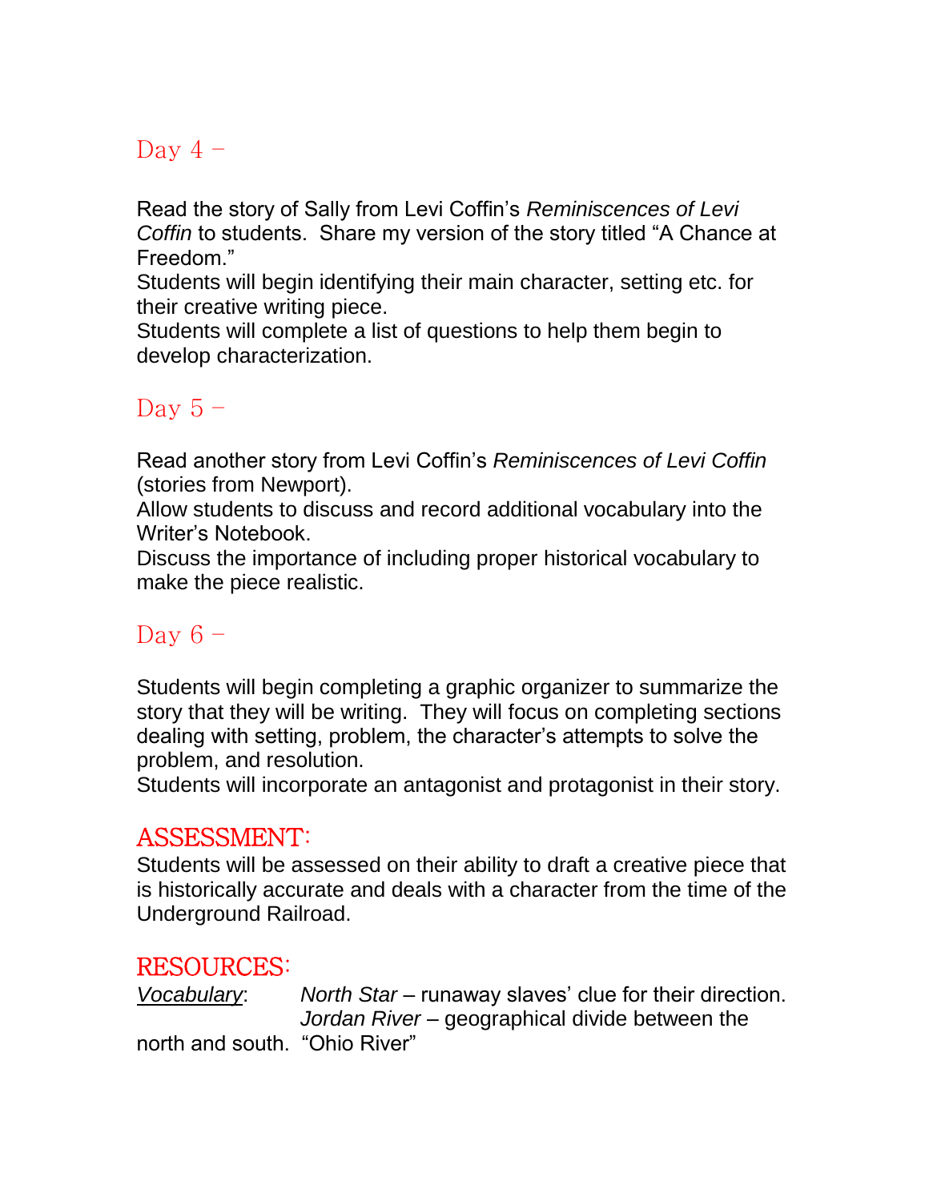## Day 4 –

Read the story of Sally from Levi Coffin's *Reminiscences of Levi Coffin* to students. Share my version of the story titled "A Chance at Freedom."

Students will begin identifying their main character, setting etc. for their creative writing piece.

Students will complete a list of questions to help them begin to develop characterization.

## Day 5 –

Read another story from Levi Coffin's *Reminiscences of Levi Coffin* (stories from Newport).

Allow students to discuss and record additional vocabulary into the Writer's Notebook.

Discuss the importance of including proper historical vocabulary to make the piece realistic.

## Day 6 –

Students will begin completing a graphic organizer to summarize the story that they will be writing. They will focus on completing sections dealing with setting, problem, the character's attempts to solve the problem, and resolution.

Students will incorporate an antagonist and protagonist in their story.

## ASSESSMENT:

Students will be assessed on their ability to draft a creative piece that is historically accurate and deals with a character from the time of the Underground Railroad.

## RESOURCES:

Vocabulary:

*North Star* – runaway slaves' clue for their direction.

*Jordan River* – geographical divide between the north and south. "Ohio River"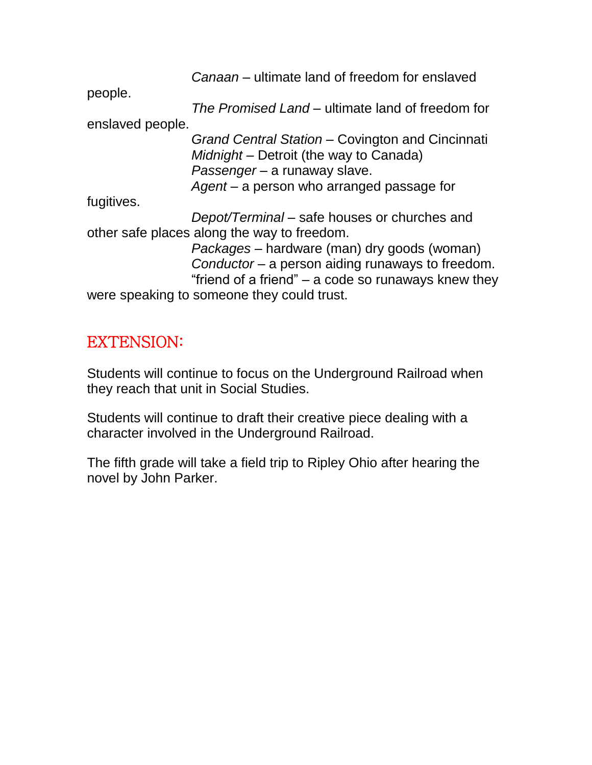*Canaan* – ultimate land of freedom for enslaved people.

*The Promised Land* – ultimate land of freedom for enslaved people.

*Grand Central Station* – Covington and Cincinnati

*Midnight* – Detroit (the way to Canada)

*Passenger* – a runaway slave.

*Agent* – a person who arranged passage for fugitives.

*Depot/Terminal* – safe houses or churches and other safe places along the way to freedom.

*Packages* – hardware (man) dry goods (woman)

*Conductor* – a person aiding runaways to freedom.

"friend of a friend" – a code so runaways knew they were speaking to someone they could trust.

## EXTENSION:

Students will continue to focus on the Underground Railroad when they reach that unit in Social Studies.

Students will continue to draft their creative piece dealing with a character involved in the Underground Railroad.

The fifth grade will take a field trip to Ripley Ohio after hearing the novel by John Parker.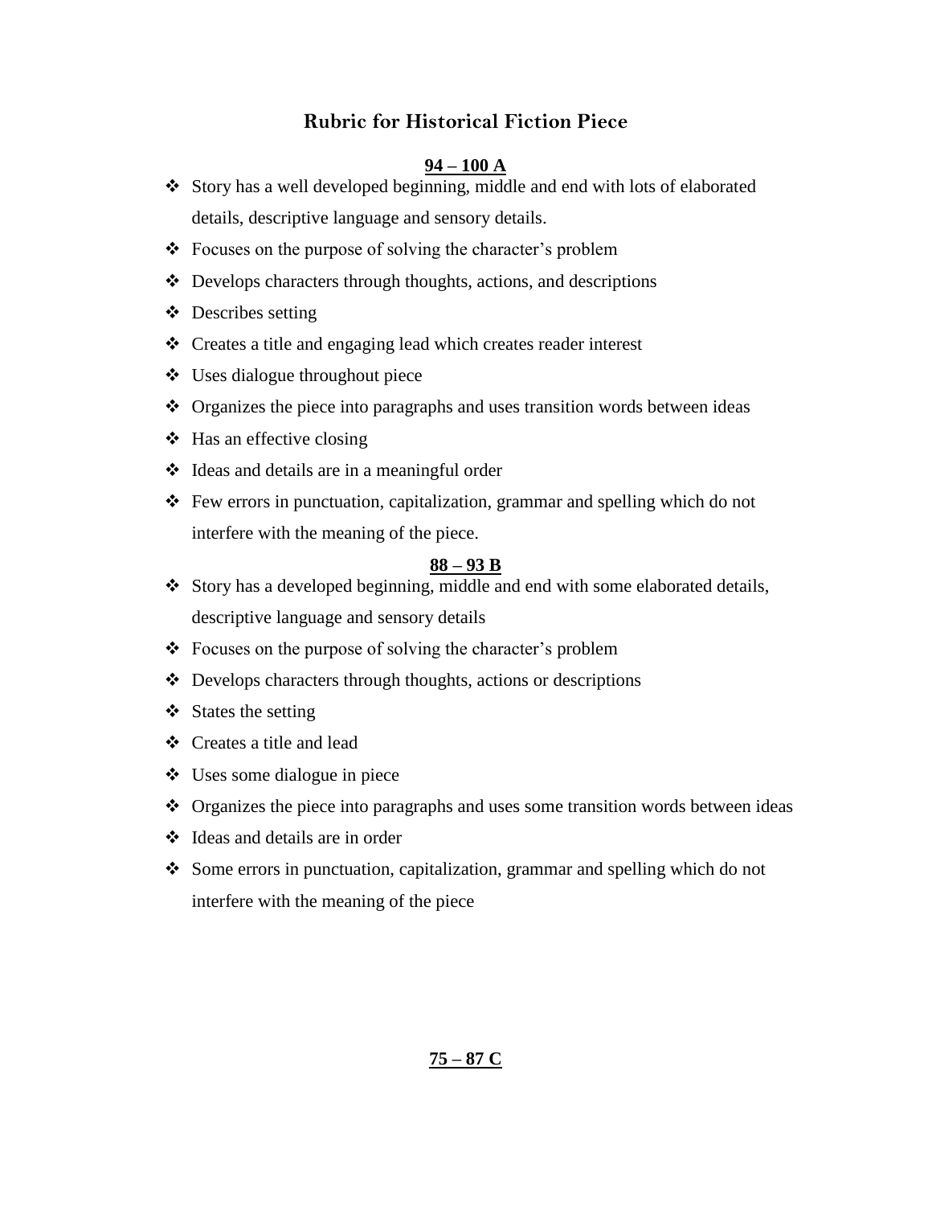## Rubric for Historical Fiction Piece

**94 – 100 A**

- Story has a well developed beginning, middle and end with lots of elaborated details, descriptive language and sensory details.
- Focuses on the purpose of solving the character's problem
- Develops characters through thoughts, actions, and descriptions
- Describes setting
- Creates a title and engaging lead which creates reader interest
- Uses dialogue throughout piece
- Organizes the piece into paragraphs and uses transition words between ideas
- Has an effective closing
- Ideas and details are in a meaningful order
- Few errors in punctuation, capitalization, grammar and spelling which do not interfere with the meaning of the piece.

**88 – 93 B**

- Story has a developed beginning, middle and end with some elaborated details, descriptive language and sensory details
- Focuses on the purpose of solving the character's problem
- Develops characters through thoughts, actions or descriptions
- States the setting
- Creates a title and lead
- Uses some dialogue in piece
- Organizes the piece into paragraphs and uses some transition words between ideas
- Ideas and details are in order
- Some errors in punctuation, capitalization, grammar and spelling which do not interfere with the meaning of the piece

**75 – 87 C**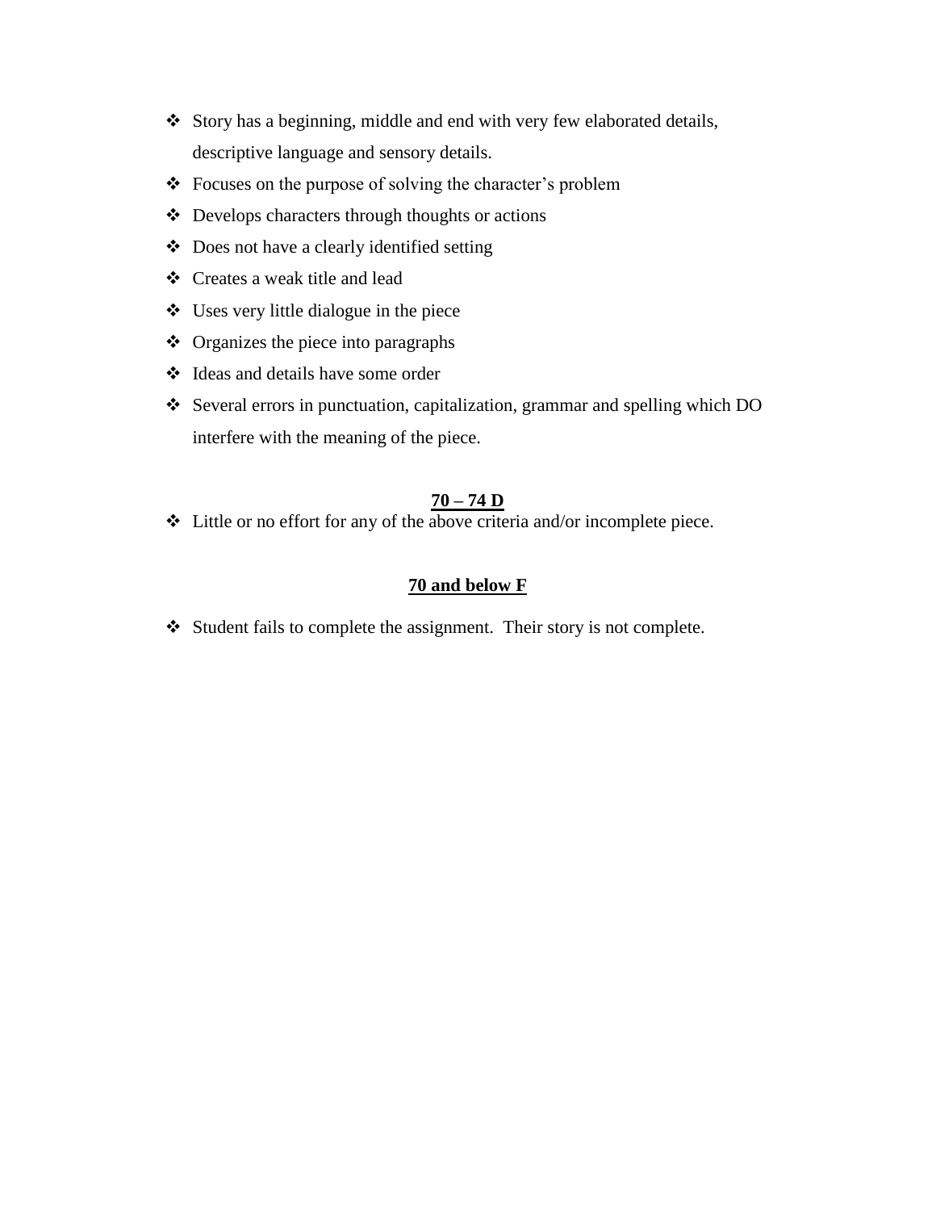- Story has a beginning, middle and end with very few elaborated details, descriptive language and sensory details.
- Focuses on the purpose of solving the character's problem
- Develops characters through thoughts or actions
- Does not have a clearly identified setting
- Creates a weak title and lead
- Uses very little dialogue in the piece
- Organizes the piece into paragraphs
- Ideas and details have some order
- Several errors in punctuation, capitalization, grammar and spelling which DO interfere with the meaning of the piece.

**70 – 74 D**

- Little or no effort for any of the above criteria and/or incomplete piece.

**70 and below F**

- Student fails to complete the assignment. Their story is not complete.